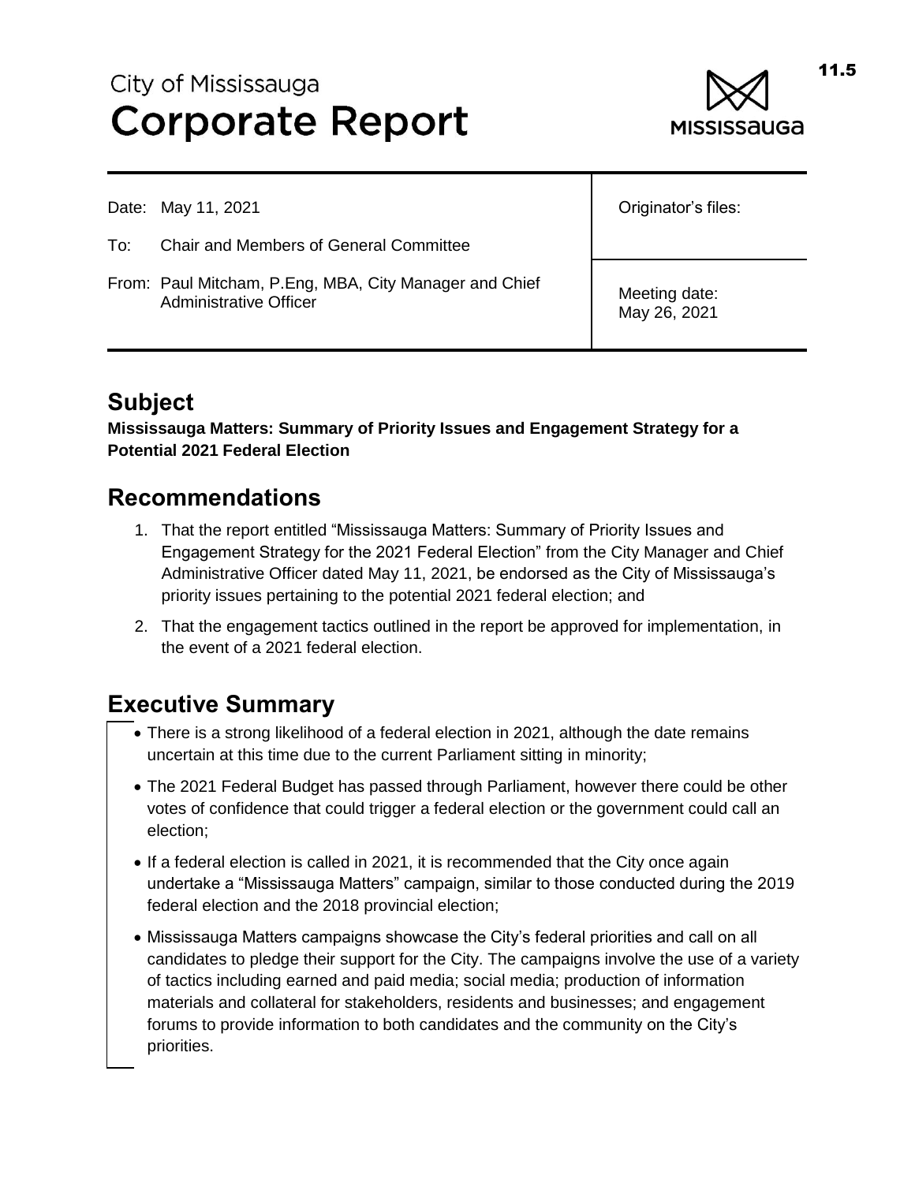City of Mississauga
# Corporate Report

Date: May 11, 2021

To: Chair and Members of General Committee

From: Paul Mitcham, P.Eng, MBA, City Manager and Chief Administrative Officer

Originator's files:

Meeting date: May 26, 2021

## Subject

**Mississauga Matters: Summary of Priority Issues and Engagement Strategy for a Potential 2021 Federal Election**

## Recommendations

1. That the report entitled "Mississauga Matters: Summary of Priority Issues and Engagement Strategy for the 2021 Federal Election" from the City Manager and Chief Administrative Officer dated May 11, 2021, be endorsed as the City of Mississauga's priority issues pertaining to the potential 2021 federal election; and
2. That the engagement tactics outlined in the report be approved for implementation, in the event of a 2021 federal election.

## Executive Summary

- There is a strong likelihood of a federal election in 2021, although the date remains uncertain at this time due to the current Parliament sitting in minority;
- The 2021 Federal Budget has passed through Parliament, however there could be other votes of confidence that could trigger a federal election or the government could call an election;
- If a federal election is called in 2021, it is recommended that the City once again undertake a "Mississauga Matters" campaign, similar to those conducted during the 2019 federal election and the 2018 provincial election;
- Mississauga Matters campaigns showcase the City's federal priorities and call on all candidates to pledge their support for the City. The campaigns involve the use of a variety of tactics including earned and paid media; social media; production of information materials and collateral for stakeholders, residents and businesses; and engagement forums to provide information to both candidates and the community on the City's priorities.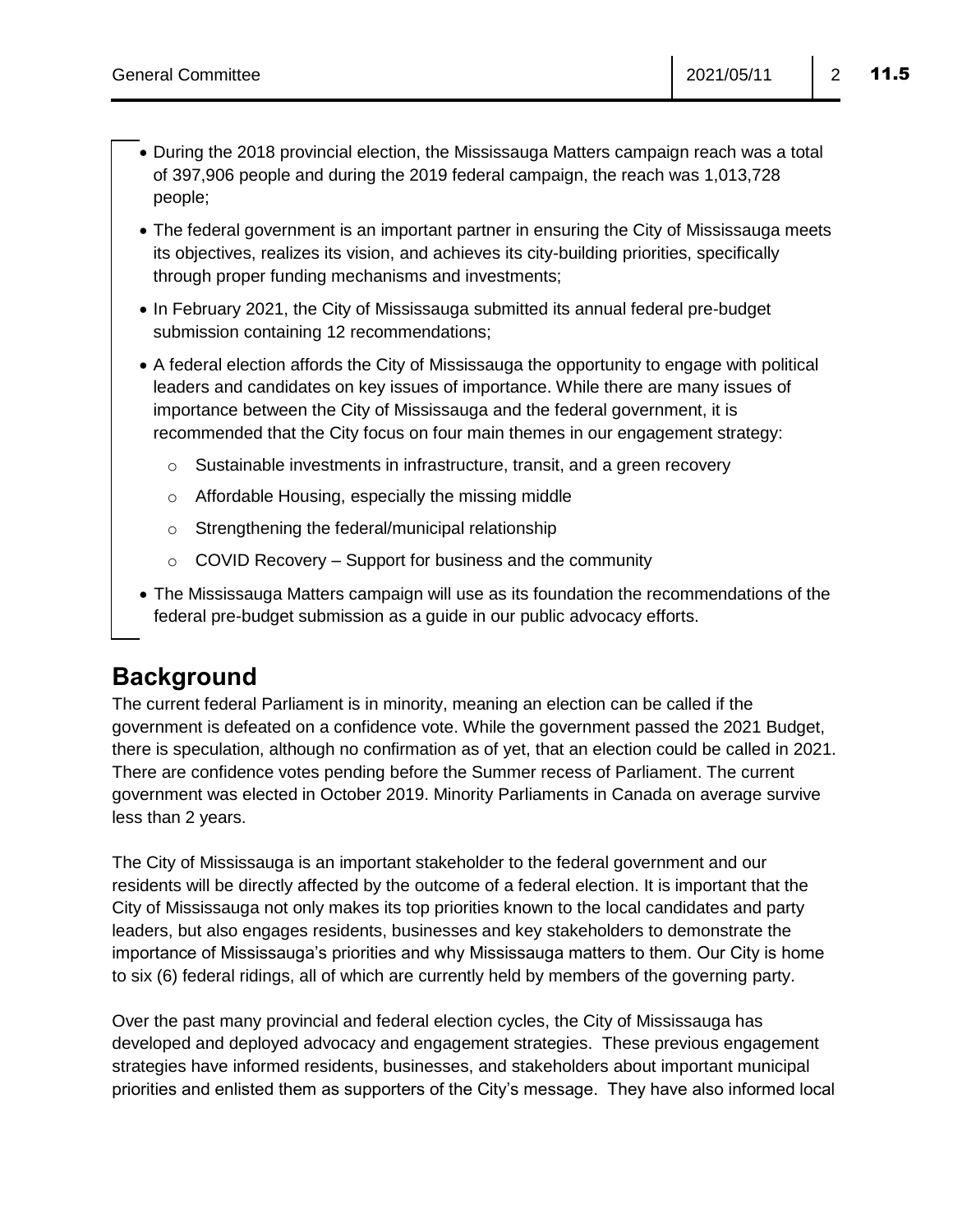- During the 2018 provincial election, the Mississauga Matters campaign reach was a total of 397,906 people and during the 2019 federal campaign, the reach was 1,013,728 people;
- The federal government is an important partner in ensuring the City of Mississauga meets its objectives, realizes its vision, and achieves its city-building priorities, specifically through proper funding mechanisms and investments;
- In February 2021, the City of Mississauga submitted its annual federal pre-budget submission containing 12 recommendations;
- A federal election affords the City of Mississauga the opportunity to engage with political leaders and candidates on key issues of importance. While there are many issues of importance between the City of Mississauga and the federal government, it is recommended that the City focus on four main themes in our engagement strategy:
  - Sustainable investments in infrastructure, transit, and a green recovery
  - Affordable Housing, especially the missing middle
  - Strengthening the federal/municipal relationship
  - COVID Recovery – Support for business and the community
- The Mississauga Matters campaign will use as its foundation the recommendations of the federal pre-budget submission as a guide in our public advocacy efforts.

## Background

The current federal Parliament is in minority, meaning an election can be called if the government is defeated on a confidence vote. While the government passed the 2021 Budget, there is speculation, although no confirmation as of yet, that an election could be called in 2021. There are confidence votes pending before the Summer recess of Parliament. The current government was elected in October 2019. Minority Parliaments in Canada on average survive less than 2 years.

The City of Mississauga is an important stakeholder to the federal government and our residents will be directly affected by the outcome of a federal election. It is important that the City of Mississauga not only makes its top priorities known to the local candidates and party leaders, but also engages residents, businesses and key stakeholders to demonstrate the importance of Mississauga's priorities and why Mississauga matters to them. Our City is home to six (6) federal ridings, all of which are currently held by members of the governing party.

Over the past many provincial and federal election cycles, the City of Mississauga has developed and deployed advocacy and engagement strategies. These previous engagement strategies have informed residents, businesses, and stakeholders about important municipal priorities and enlisted them as supporters of the City's message. They have also informed local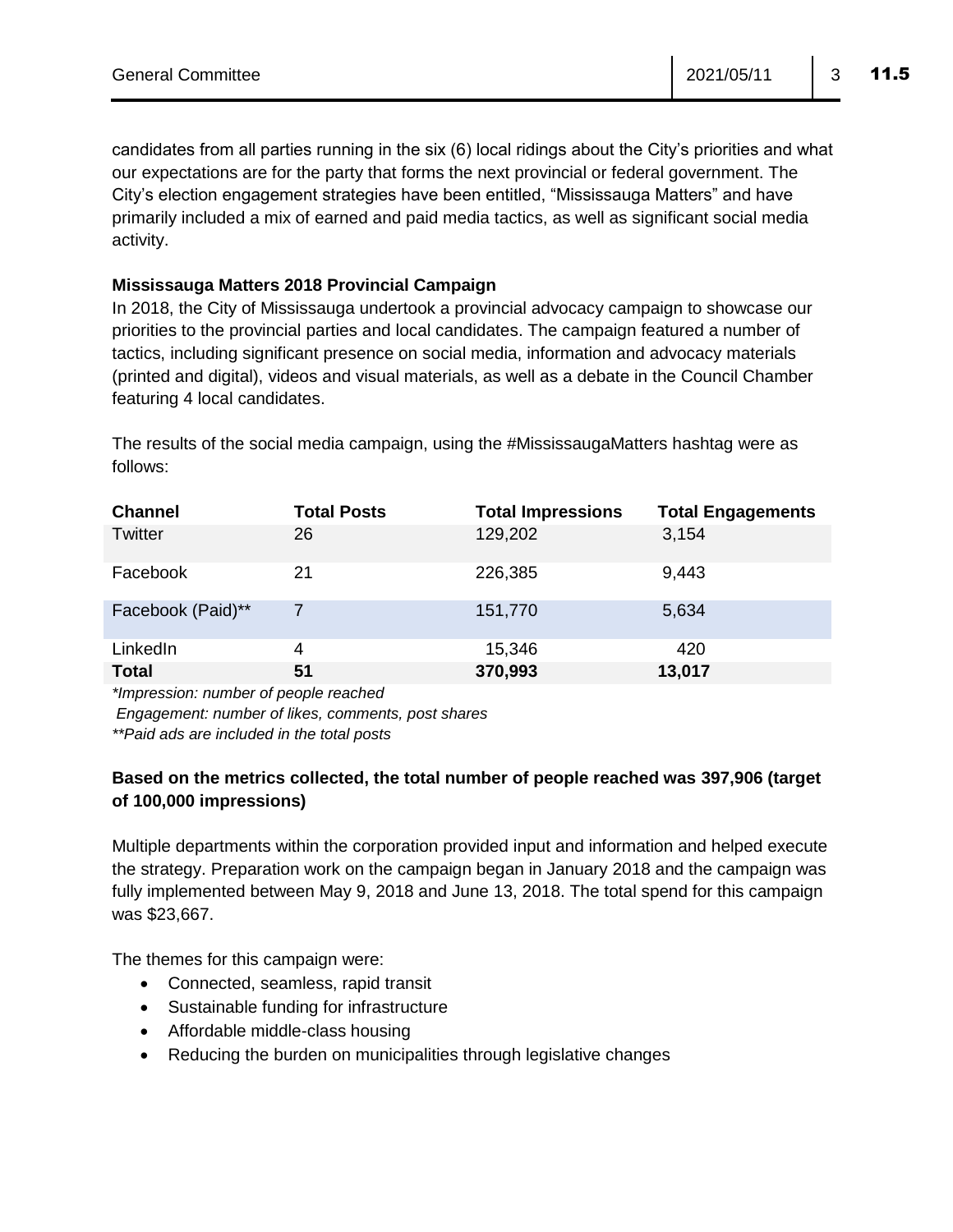candidates from all parties running in the six (6) local ridings about the City's priorities and what our expectations are for the party that forms the next provincial or federal government. The City's election engagement strategies have been entitled, "Mississauga Matters" and have primarily included a mix of earned and paid media tactics, as well as significant social media activity.

**Mississauga Matters 2018 Provincial Campaign**

In 2018, the City of Mississauga undertook a provincial advocacy campaign to showcase our priorities to the provincial parties and local candidates. The campaign featured a number of tactics, including significant presence on social media, information and advocacy materials (printed and digital), videos and visual materials, as well as a debate in the Council Chamber featuring 4 local candidates.

The results of the social media campaign, using the #MississaugaMatters hashtag were as follows:

| Channel | Total Posts | Total Impressions | Total Engagements |
|---|---|---|---|
| Twitter | 26 | 129,202 | 3,154 |
| Facebook | 21 | 226,385 | 9,443 |
| Facebook (Paid)** | 7 | 151,770 | 5,634 |
| LinkedIn | 4 | 15,346 | 420 |
| **Total** | **51** | **370,993** | **13,017** |

*\*Impression: number of people reached*

*Engagement: number of likes, comments, post shares*

*\*\*Paid ads are included in the total posts*

**Based on the metrics collected, the total number of people reached was 397,906 (target of 100,000 impressions)**

Multiple departments within the corporation provided input and information and helped execute the strategy. Preparation work on the campaign began in January 2018 and the campaign was fully implemented between May 9, 2018 and June 13, 2018. The total spend for this campaign was $23,667.

The themes for this campaign were:

- Connected, seamless, rapid transit
- Sustainable funding for infrastructure
- Affordable middle-class housing
- Reducing the burden on municipalities through legislative changes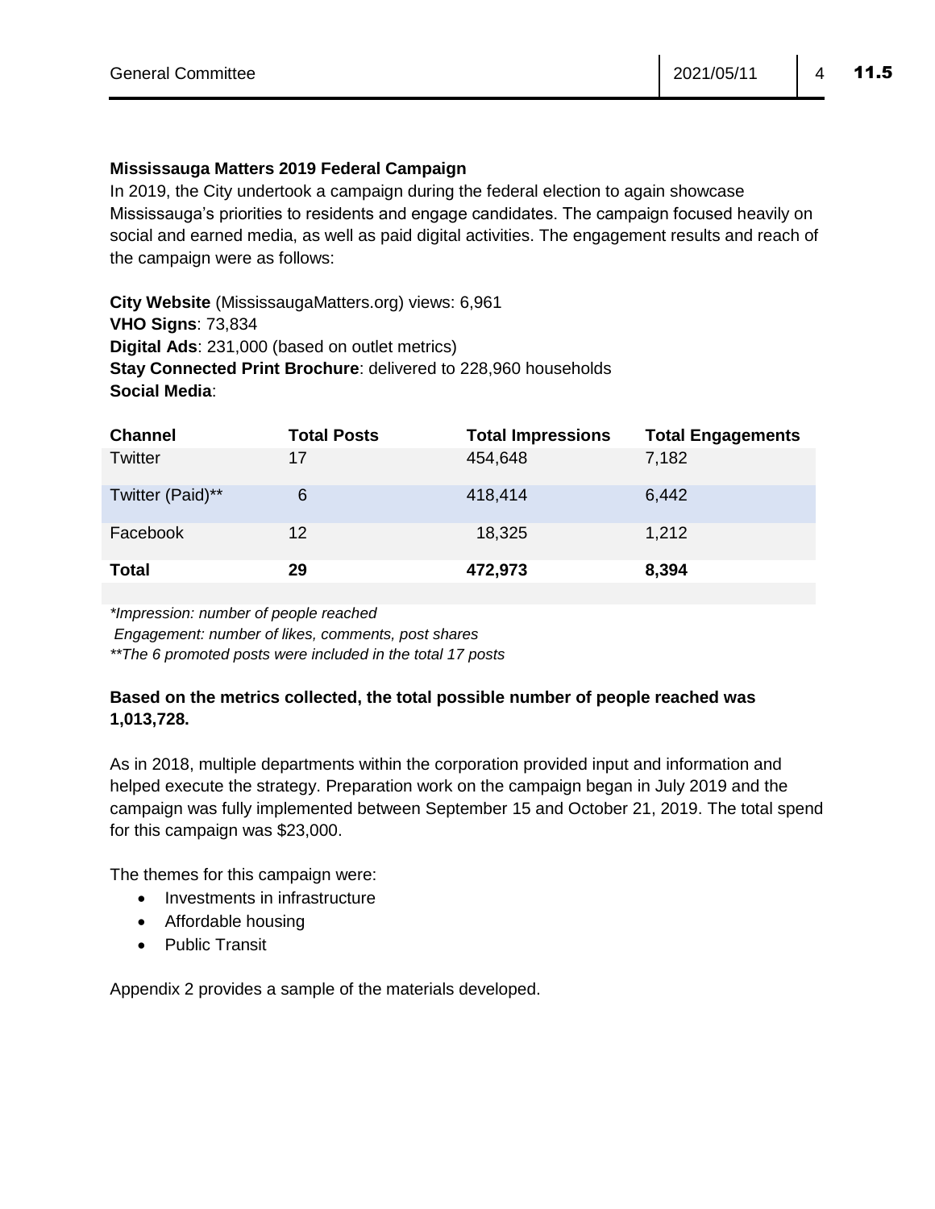**Mississauga Matters 2019 Federal Campaign**

In 2019, the City undertook a campaign during the federal election to again showcase Mississauga's priorities to residents and engage candidates. The campaign focused heavily on social and earned media, as well as paid digital activities. The engagement results and reach of the campaign were as follows:

**City Website** (MississaugaMatters.org) views: 6,961
**VHO Signs**: 73,834
**Digital Ads**: 231,000 (based on outlet metrics)
**Stay Connected Print Brochure**: delivered to 228,960 households
**Social Media**:

| Channel | Total Posts | Total Impressions | Total Engagements |
|---|---|---|---|
| Twitter | 17 | 454,648 | 7,182 |
| Twitter (Paid)** | 6 | 418,414 | 6,442 |
| Facebook | 12 | 18,325 | 1,212 |
| **Total** | **29** | **472,973** | **8,394** |

*\*Impression: number of people reached*
*Engagement: number of likes, comments, post shares*
*\*\*The 6 promoted posts were included in the total 17 posts*

**Based on the metrics collected, the total possible number of people reached was 1,013,728.**

As in 2018, multiple departments within the corporation provided input and information and helped execute the strategy. Preparation work on the campaign began in July 2019 and the campaign was fully implemented between September 15 and October 21, 2019. The total spend for this campaign was $23,000.

The themes for this campaign were:

- Investments in infrastructure
- Affordable housing
- Public Transit

Appendix 2 provides a sample of the materials developed.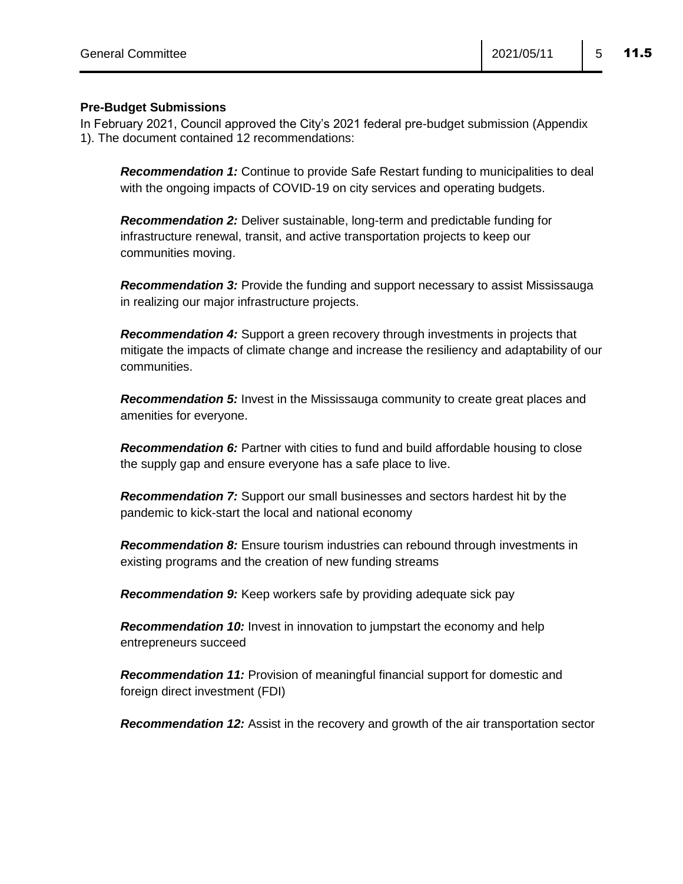**Pre-Budget Submissions**

In February 2021, Council approved the City's 2021 federal pre-budget submission (Appendix 1). The document contained 12 recommendations:

> ***Recommendation 1:*** Continue to provide Safe Restart funding to municipalities to deal with the ongoing impacts of COVID-19 on city services and operating budgets.
>
> ***Recommendation 2:*** Deliver sustainable, long-term and predictable funding for infrastructure renewal, transit, and active transportation projects to keep our communities moving.
>
> ***Recommendation 3:*** Provide the funding and support necessary to assist Mississauga in realizing our major infrastructure projects.
>
> ***Recommendation 4:*** Support a green recovery through investments in projects that mitigate the impacts of climate change and increase the resiliency and adaptability of our communities.
>
> ***Recommendation 5:*** Invest in the Mississauga community to create great places and amenities for everyone.
>
> ***Recommendation 6:*** Partner with cities to fund and build affordable housing to close the supply gap and ensure everyone has a safe place to live.
>
> ***Recommendation 7:*** Support our small businesses and sectors hardest hit by the pandemic to kick-start the local and national economy
>
> ***Recommendation 8:*** Ensure tourism industries can rebound through investments in existing programs and the creation of new funding streams
>
> ***Recommendation 9:*** Keep workers safe by providing adequate sick pay
>
> ***Recommendation 10:*** Invest in innovation to jumpstart the economy and help entrepreneurs succeed
>
> ***Recommendation 11:*** Provision of meaningful financial support for domestic and foreign direct investment (FDI)
>
> ***Recommendation 12:*** Assist in the recovery and growth of the air transportation sector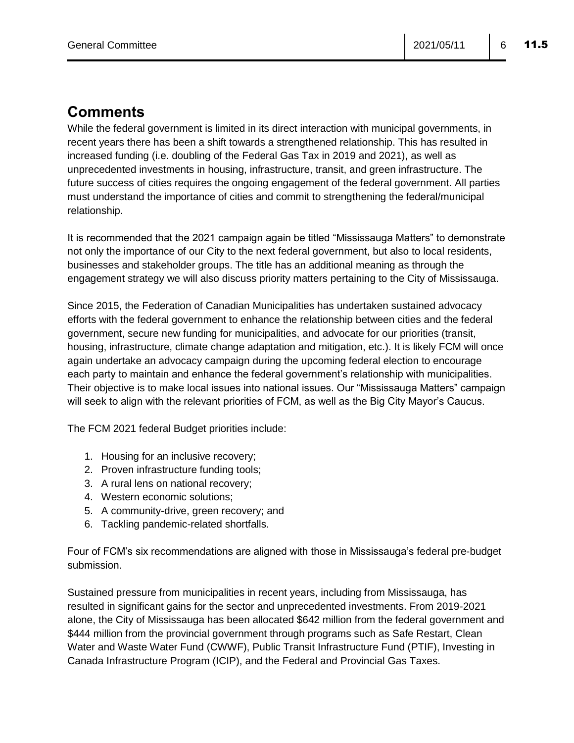## Comments

While the federal government is limited in its direct interaction with municipal governments, in recent years there has been a shift towards a strengthened relationship. This has resulted in increased funding (i.e. doubling of the Federal Gas Tax in 2019 and 2021), as well as unprecedented investments in housing, infrastructure, transit, and green infrastructure. The future success of cities requires the ongoing engagement of the federal government. All parties must understand the importance of cities and commit to strengthening the federal/municipal relationship.

It is recommended that the 2021 campaign again be titled "Mississauga Matters" to demonstrate not only the importance of our City to the next federal government, but also to local residents, businesses and stakeholder groups. The title has an additional meaning as through the engagement strategy we will also discuss priority matters pertaining to the City of Mississauga.

Since 2015, the Federation of Canadian Municipalities has undertaken sustained advocacy efforts with the federal government to enhance the relationship between cities and the federal government, secure new funding for municipalities, and advocate for our priorities (transit, housing, infrastructure, climate change adaptation and mitigation, etc.). It is likely FCM will once again undertake an advocacy campaign during the upcoming federal election to encourage each party to maintain and enhance the federal government's relationship with municipalities. Their objective is to make local issues into national issues. Our "Mississauga Matters" campaign will seek to align with the relevant priorities of FCM, as well as the Big City Mayor's Caucus.

The FCM 2021 federal Budget priorities include:

1. Housing for an inclusive recovery;
2. Proven infrastructure funding tools;
3. A rural lens on national recovery;
4. Western economic solutions;
5. A community-drive, green recovery; and
6. Tackling pandemic-related shortfalls.

Four of FCM's six recommendations are aligned with those in Mississauga's federal pre-budget submission.

Sustained pressure from municipalities in recent years, including from Mississauga, has resulted in significant gains for the sector and unprecedented investments. From 2019-2021 alone, the City of Mississauga has been allocated $642 million from the federal government and $444 million from the provincial government through programs such as Safe Restart, Clean Water and Waste Water Fund (CWWF), Public Transit Infrastructure Fund (PTIF), Investing in Canada Infrastructure Program (ICIP), and the Federal and Provincial Gas Taxes.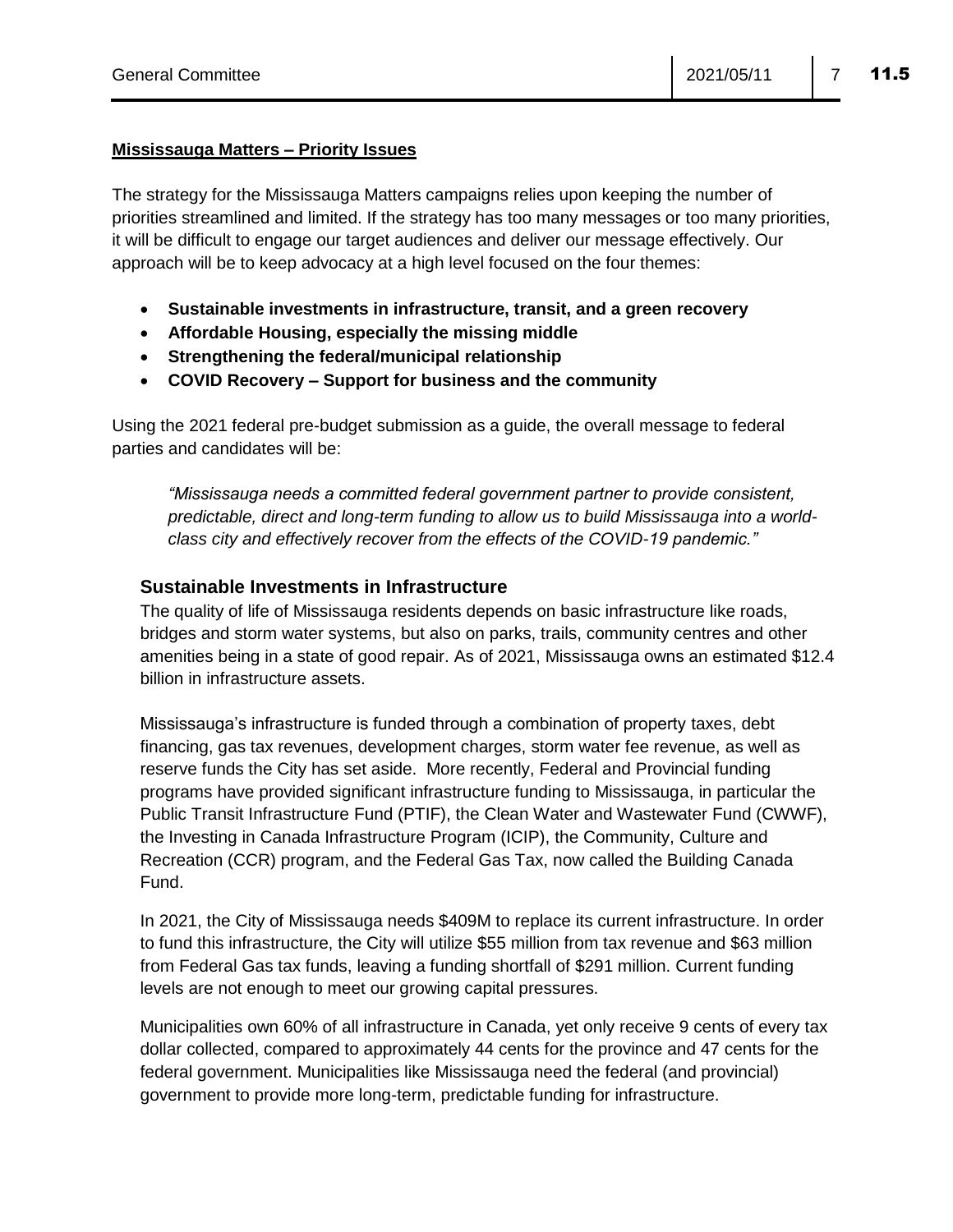**Mississauga Matters – Priority Issues**

The strategy for the Mississauga Matters campaigns relies upon keeping the number of priorities streamlined and limited. If the strategy has too many messages or too many priorities, it will be difficult to engage our target audiences and deliver our message effectively. Our approach will be to keep advocacy at a high level focused on the four themes:

- **Sustainable investments in infrastructure, transit, and a green recovery**
- **Affordable Housing, especially the missing middle**
- **Strengthening the federal/municipal relationship**
- **COVID Recovery – Support for business and the community**

Using the 2021 federal pre-budget submission as a guide, the overall message to federal parties and candidates will be:

> *"Mississauga needs a committed federal government partner to provide consistent, predictable, direct and long-term funding to allow us to build Mississauga into a world-class city and effectively recover from the effects of the COVID-19 pandemic."*

## Sustainable Investments in Infrastructure

The quality of life of Mississauga residents depends on basic infrastructure like roads, bridges and storm water systems, but also on parks, trails, community centres and other amenities being in a state of good repair. As of 2021, Mississauga owns an estimated $12.4 billion in infrastructure assets.

Mississauga's infrastructure is funded through a combination of property taxes, debt financing, gas tax revenues, development charges, storm water fee revenue, as well as reserve funds the City has set aside. More recently, Federal and Provincial funding programs have provided significant infrastructure funding to Mississauga, in particular the Public Transit Infrastructure Fund (PTIF), the Clean Water and Wastewater Fund (CWWF), the Investing in Canada Infrastructure Program (ICIP), the Community, Culture and Recreation (CCR) program, and the Federal Gas Tax, now called the Building Canada Fund.

In 2021, the City of Mississauga needs $409M to replace its current infrastructure. In order to fund this infrastructure, the City will utilize $55 million from tax revenue and $63 million from Federal Gas tax funds, leaving a funding shortfall of $291 million. Current funding levels are not enough to meet our growing capital pressures.

Municipalities own 60% of all infrastructure in Canada, yet only receive 9 cents of every tax dollar collected, compared to approximately 44 cents for the province and 47 cents for the federal government. Municipalities like Mississauga need the federal (and provincial) government to provide more long-term, predictable funding for infrastructure.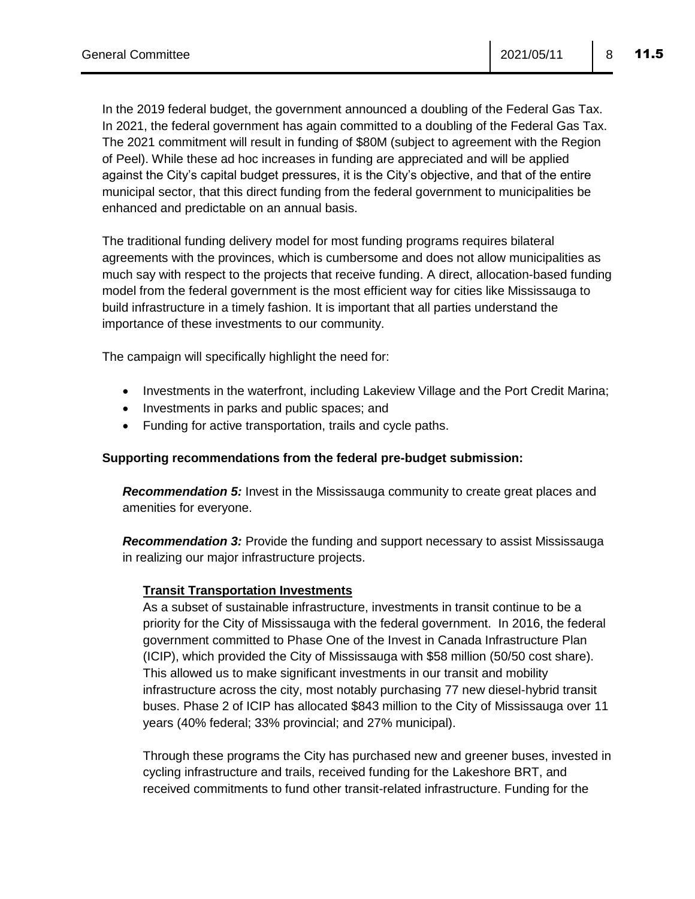In the 2019 federal budget, the government announced a doubling of the Federal Gas Tax. In 2021, the federal government has again committed to a doubling of the Federal Gas Tax. The 2021 commitment will result in funding of $80M (subject to agreement with the Region of Peel). While these ad hoc increases in funding are appreciated and will be applied against the City's capital budget pressures, it is the City's objective, and that of the entire municipal sector, that this direct funding from the federal government to municipalities be enhanced and predictable on an annual basis.

The traditional funding delivery model for most funding programs requires bilateral agreements with the provinces, which is cumbersome and does not allow municipalities as much say with respect to the projects that receive funding. A direct, allocation-based funding model from the federal government is the most efficient way for cities like Mississauga to build infrastructure in a timely fashion. It is important that all parties understand the importance of these investments to our community.

The campaign will specifically highlight the need for:

- Investments in the waterfront, including Lakeview Village and the Port Credit Marina;
- Investments in parks and public spaces; and
- Funding for active transportation, trails and cycle paths.

**Supporting recommendations from the federal pre-budget submission:**

***Recommendation 5:*** Invest in the Mississauga community to create great places and amenities for everyone.

***Recommendation 3:*** Provide the funding and support necessary to assist Mississauga in realizing our major infrastructure projects.

**Transit Transportation Investments**

As a subset of sustainable infrastructure, investments in transit continue to be a priority for the City of Mississauga with the federal government. In 2016, the federal government committed to Phase One of the Invest in Canada Infrastructure Plan (ICIP), which provided the City of Mississauga with $58 million (50/50 cost share). This allowed us to make significant investments in our transit and mobility infrastructure across the city, most notably purchasing 77 new diesel-hybrid transit buses. Phase 2 of ICIP has allocated $843 million to the City of Mississauga over 11 years (40% federal; 33% provincial; and 27% municipal).

Through these programs the City has purchased new and greener buses, invested in cycling infrastructure and trails, received funding for the Lakeshore BRT, and received commitments to fund other transit-related infrastructure. Funding for the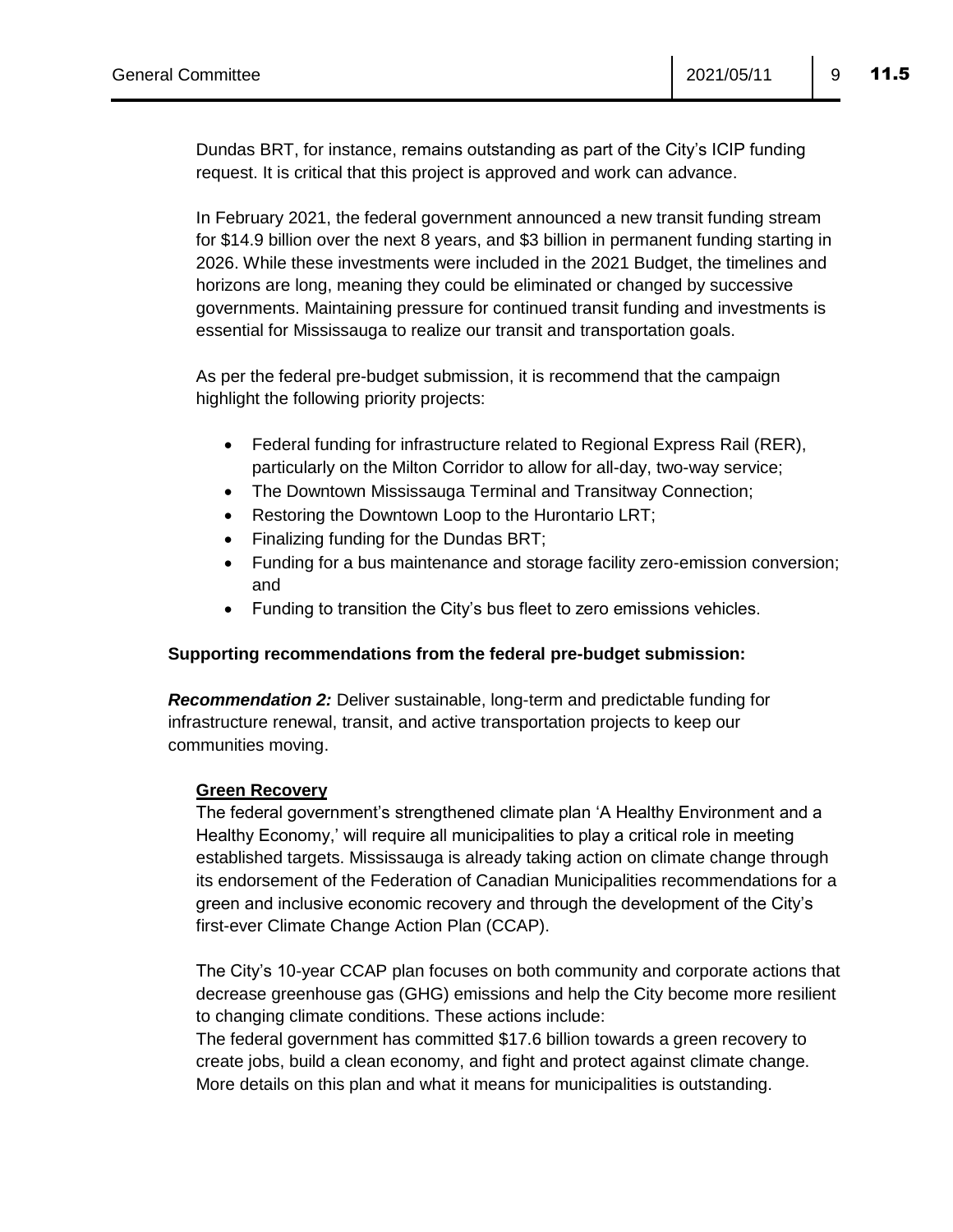Dundas BRT, for instance, remains outstanding as part of the City's ICIP funding request. It is critical that this project is approved and work can advance.

In February 2021, the federal government announced a new transit funding stream for $14.9 billion over the next 8 years, and $3 billion in permanent funding starting in 2026. While these investments were included in the 2021 Budget, the timelines and horizons are long, meaning they could be eliminated or changed by successive governments. Maintaining pressure for continued transit funding and investments is essential for Mississauga to realize our transit and transportation goals.

As per the federal pre-budget submission, it is recommend that the campaign highlight the following priority projects:

- Federal funding for infrastructure related to Regional Express Rail (RER), particularly on the Milton Corridor to allow for all-day, two-way service;
- The Downtown Mississauga Terminal and Transitway Connection;
- Restoring the Downtown Loop to the Hurontario LRT;
- Finalizing funding for the Dundas BRT;
- Funding for a bus maintenance and storage facility zero-emission conversion; and
- Funding to transition the City's bus fleet to zero emissions vehicles.

**Supporting recommendations from the federal pre-budget submission:**

***Recommendation 2:*** Deliver sustainable, long-term and predictable funding for infrastructure renewal, transit, and active transportation projects to keep our communities moving.

**Green Recovery**

The federal government's strengthened climate plan 'A Healthy Environment and a Healthy Economy,' will require all municipalities to play a critical role in meeting established targets. Mississauga is already taking action on climate change through its endorsement of the Federation of Canadian Municipalities recommendations for a green and inclusive economic recovery and through the development of the City's first-ever Climate Change Action Plan (CCAP).

The City's 10-year CCAP plan focuses on both community and corporate actions that decrease greenhouse gas (GHG) emissions and help the City become more resilient to changing climate conditions. These actions include:
The federal government has committed $17.6 billion towards a green recovery to create jobs, build a clean economy, and fight and protect against climate change. More details on this plan and what it means for municipalities is outstanding.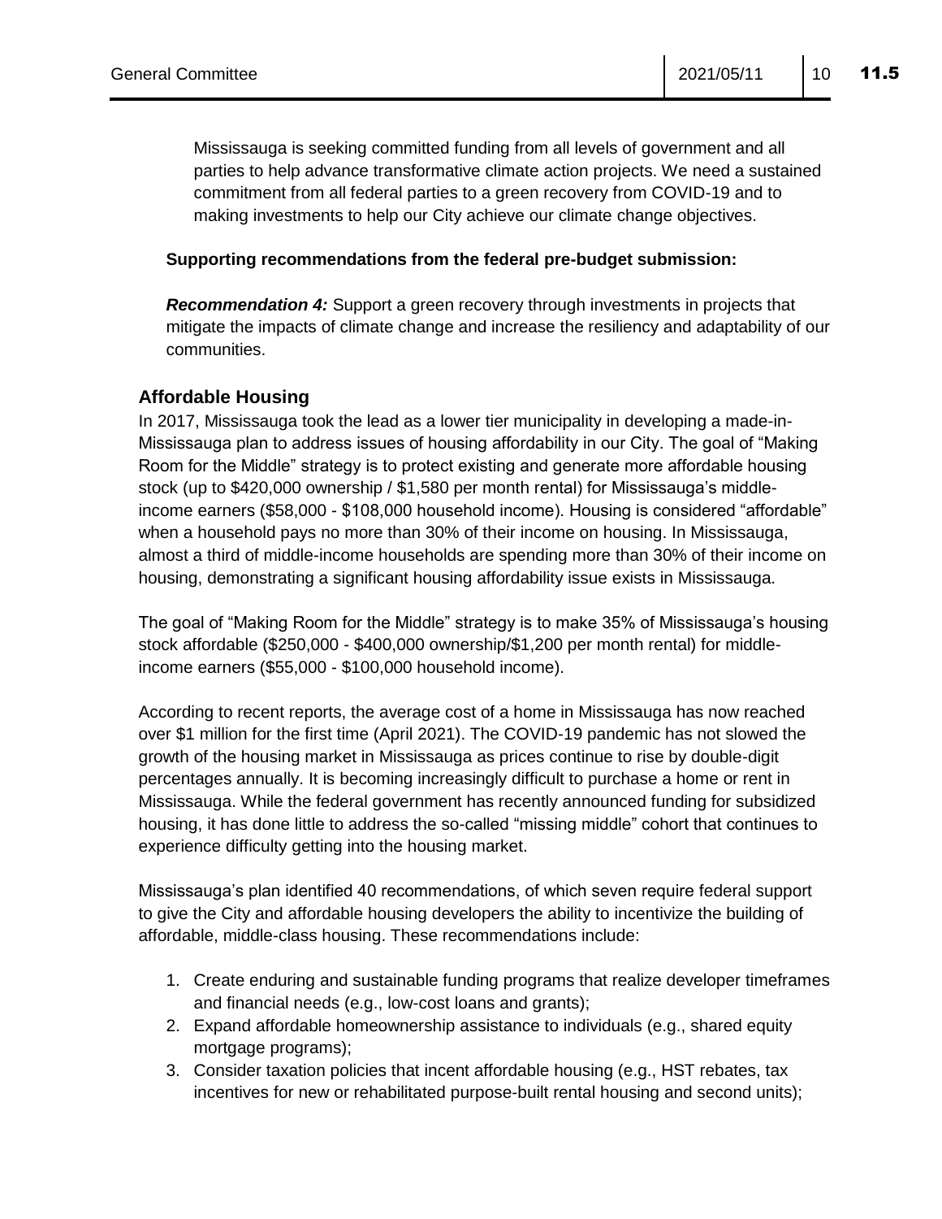Mississauga is seeking committed funding from all levels of government and all parties to help advance transformative climate action projects. We need a sustained commitment from all federal parties to a green recovery from COVID-19 and to making investments to help our City achieve our climate change objectives.

**Supporting recommendations from the federal pre-budget submission:**

***Recommendation 4:*** Support a green recovery through investments in projects that mitigate the impacts of climate change and increase the resiliency and adaptability of our communities.

## Affordable Housing

In 2017, Mississauga took the lead as a lower tier municipality in developing a made-in-Mississauga plan to address issues of housing affordability in our City. The goal of "Making Room for the Middle" strategy is to protect existing and generate more affordable housing stock (up to $420,000 ownership / $1,580 per month rental) for Mississauga's middle-income earners ($58,000 - $108,000 household income). Housing is considered "affordable" when a household pays no more than 30% of their income on housing. In Mississauga, almost a third of middle-income households are spending more than 30% of their income on housing, demonstrating a significant housing affordability issue exists in Mississauga.

The goal of "Making Room for the Middle" strategy is to make 35% of Mississauga's housing stock affordable ($250,000 - $400,000 ownership/$1,200 per month rental) for middle-income earners ($55,000 - $100,000 household income).

According to recent reports, the average cost of a home in Mississauga has now reached over $1 million for the first time (April 2021). The COVID-19 pandemic has not slowed the growth of the housing market in Mississauga as prices continue to rise by double-digit percentages annually. It is becoming increasingly difficult to purchase a home or rent in Mississauga. While the federal government has recently announced funding for subsidized housing, it has done little to address the so-called "missing middle" cohort that continues to experience difficulty getting into the housing market.

Mississauga's plan identified 40 recommendations, of which seven require federal support to give the City and affordable housing developers the ability to incentivize the building of affordable, middle-class housing. These recommendations include:

1. Create enduring and sustainable funding programs that realize developer timeframes and financial needs (e.g., low-cost loans and grants);
2. Expand affordable homeownership assistance to individuals (e.g., shared equity mortgage programs);
3. Consider taxation policies that incent affordable housing (e.g., HST rebates, tax incentives for new or rehabilitated purpose-built rental housing and second units);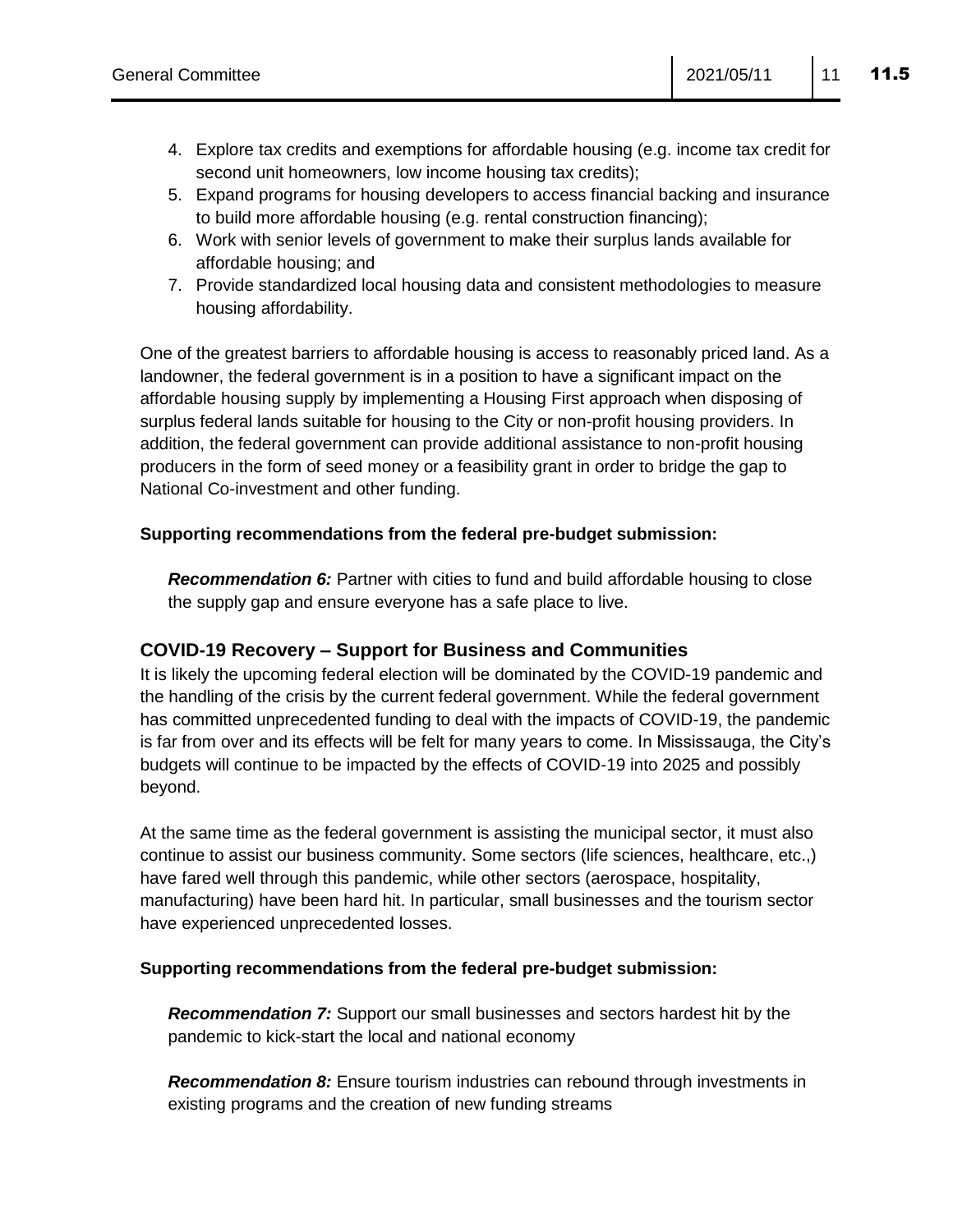4. Explore tax credits and exemptions for affordable housing (e.g. income tax credit for second unit homeowners, low income housing tax credits);
5. Expand programs for housing developers to access financial backing and insurance to build more affordable housing (e.g. rental construction financing);
6. Work with senior levels of government to make their surplus lands available for affordable housing; and
7. Provide standardized local housing data and consistent methodologies to measure housing affordability.

One of the greatest barriers to affordable housing is access to reasonably priced land. As a landowner, the federal government is in a position to have a significant impact on the affordable housing supply by implementing a Housing First approach when disposing of surplus federal lands suitable for housing to the City or non-profit housing providers. In addition, the federal government can provide additional assistance to non-profit housing producers in the form of seed money or a feasibility grant in order to bridge the gap to National Co-investment and other funding.

**Supporting recommendations from the federal pre-budget submission:**

> ***Recommendation 6:*** Partner with cities to fund and build affordable housing to close the supply gap and ensure everyone has a safe place to live.

### COVID-19 Recovery – Support for Business and Communities

It is likely the upcoming federal election will be dominated by the COVID-19 pandemic and the handling of the crisis by the current federal government. While the federal government has committed unprecedented funding to deal with the impacts of COVID-19, the pandemic is far from over and its effects will be felt for many years to come. In Mississauga, the City's budgets will continue to be impacted by the effects of COVID-19 into 2025 and possibly beyond.

At the same time as the federal government is assisting the municipal sector, it must also continue to assist our business community. Some sectors (life sciences, healthcare, etc.,) have fared well through this pandemic, while other sectors (aerospace, hospitality, manufacturing) have been hard hit. In particular, small businesses and the tourism sector have experienced unprecedented losses.

**Supporting recommendations from the federal pre-budget submission:**

> ***Recommendation 7:*** Support our small businesses and sectors hardest hit by the pandemic to kick-start the local and national economy

> ***Recommendation 8:*** Ensure tourism industries can rebound through investments in existing programs and the creation of new funding streams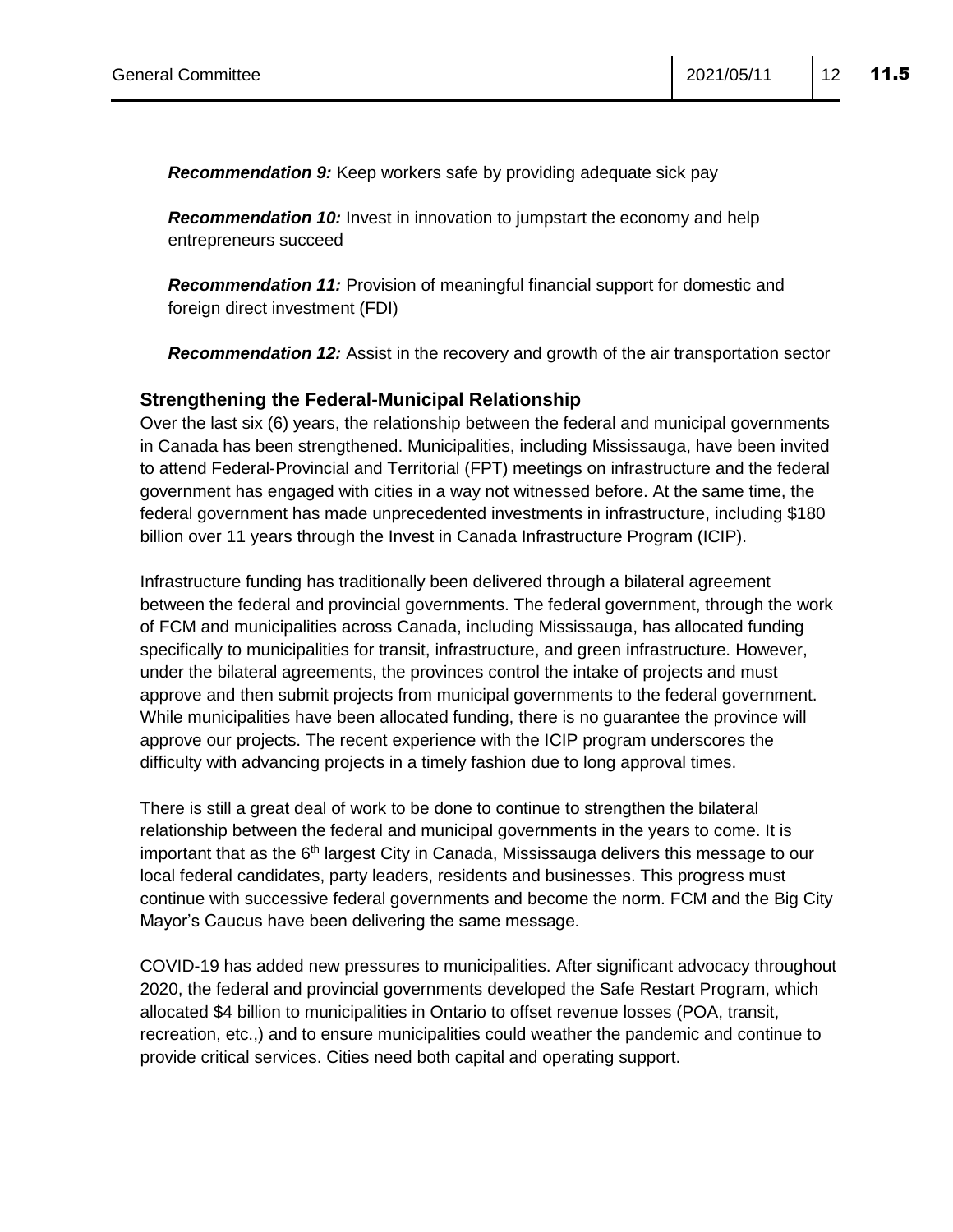***Recommendation 9:*** Keep workers safe by providing adequate sick pay

***Recommendation 10:*** Invest in innovation to jumpstart the economy and help entrepreneurs succeed

***Recommendation 11:*** Provision of meaningful financial support for domestic and foreign direct investment (FDI)

***Recommendation 12:*** Assist in the recovery and growth of the air transportation sector

### Strengthening the Federal-Municipal Relationship

Over the last six (6) years, the relationship between the federal and municipal governments in Canada has been strengthened. Municipalities, including Mississauga, have been invited to attend Federal-Provincial and Territorial (FPT) meetings on infrastructure and the federal government has engaged with cities in a way not witnessed before. At the same time, the federal government has made unprecedented investments in infrastructure, including $180 billion over 11 years through the Invest in Canada Infrastructure Program (ICIP).

Infrastructure funding has traditionally been delivered through a bilateral agreement between the federal and provincial governments. The federal government, through the work of FCM and municipalities across Canada, including Mississauga, has allocated funding specifically to municipalities for transit, infrastructure, and green infrastructure. However, under the bilateral agreements, the provinces control the intake of projects and must approve and then submit projects from municipal governments to the federal government. While municipalities have been allocated funding, there is no guarantee the province will approve our projects. The recent experience with the ICIP program underscores the difficulty with advancing projects in a timely fashion due to long approval times.

There is still a great deal of work to be done to continue to strengthen the bilateral relationship between the federal and municipal governments in the years to come. It is important that as the 6th largest City in Canada, Mississauga delivers this message to our local federal candidates, party leaders, residents and businesses. This progress must continue with successive federal governments and become the norm. FCM and the Big City Mayor's Caucus have been delivering the same message.

COVID-19 has added new pressures to municipalities. After significant advocacy throughout 2020, the federal and provincial governments developed the Safe Restart Program, which allocated $4 billion to municipalities in Ontario to offset revenue losses (POA, transit, recreation, etc.,) and to ensure municipalities could weather the pandemic and continue to provide critical services. Cities need both capital and operating support.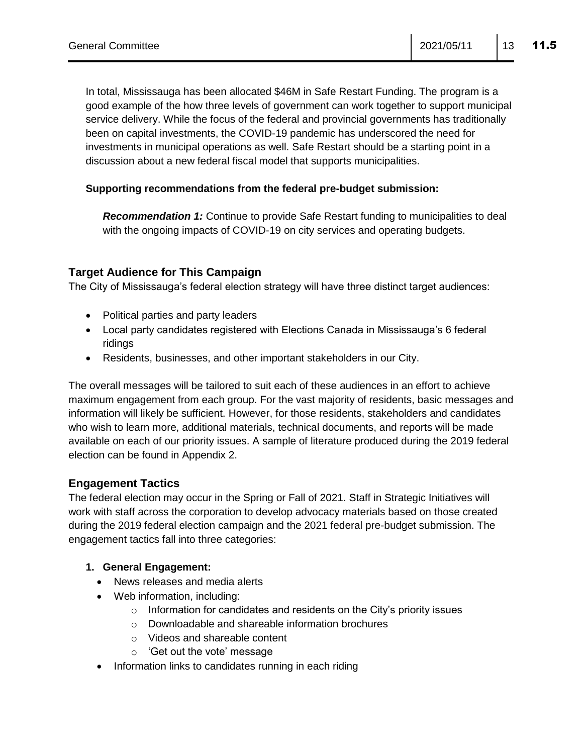In total, Mississauga has been allocated $46M in Safe Restart Funding. The program is a good example of the how three levels of government can work together to support municipal service delivery. While the focus of the federal and provincial governments has traditionally been on capital investments, the COVID-19 pandemic has underscored the need for investments in municipal operations as well. Safe Restart should be a starting point in a discussion about a new federal fiscal model that supports municipalities.

**Supporting recommendations from the federal pre-budget submission:**

> ***Recommendation 1:*** Continue to provide Safe Restart funding to municipalities to deal with the ongoing impacts of COVID-19 on city services and operating budgets.

## Target Audience for This Campaign

The City of Mississauga's federal election strategy will have three distinct target audiences:

- Political parties and party leaders
- Local party candidates registered with Elections Canada in Mississauga's 6 federal ridings
- Residents, businesses, and other important stakeholders in our City.

The overall messages will be tailored to suit each of these audiences in an effort to achieve maximum engagement from each group. For the vast majority of residents, basic messages and information will likely be sufficient. However, for those residents, stakeholders and candidates who wish to learn more, additional materials, technical documents, and reports will be made available on each of our priority issues. A sample of literature produced during the 2019 federal election can be found in Appendix 2.

## Engagement Tactics

The federal election may occur in the Spring or Fall of 2021. Staff in Strategic Initiatives will work with staff across the corporation to develop advocacy materials based on those created during the 2019 federal election campaign and the 2021 federal pre-budget submission. The engagement tactics fall into three categories:

1. **General Engagement:**
   - News releases and media alerts
   - Web information, including:
     - Information for candidates and residents on the City's priority issues
     - Downloadable and shareable information brochures
     - Videos and shareable content
     - 'Get out the vote' message
   - Information links to candidates running in each riding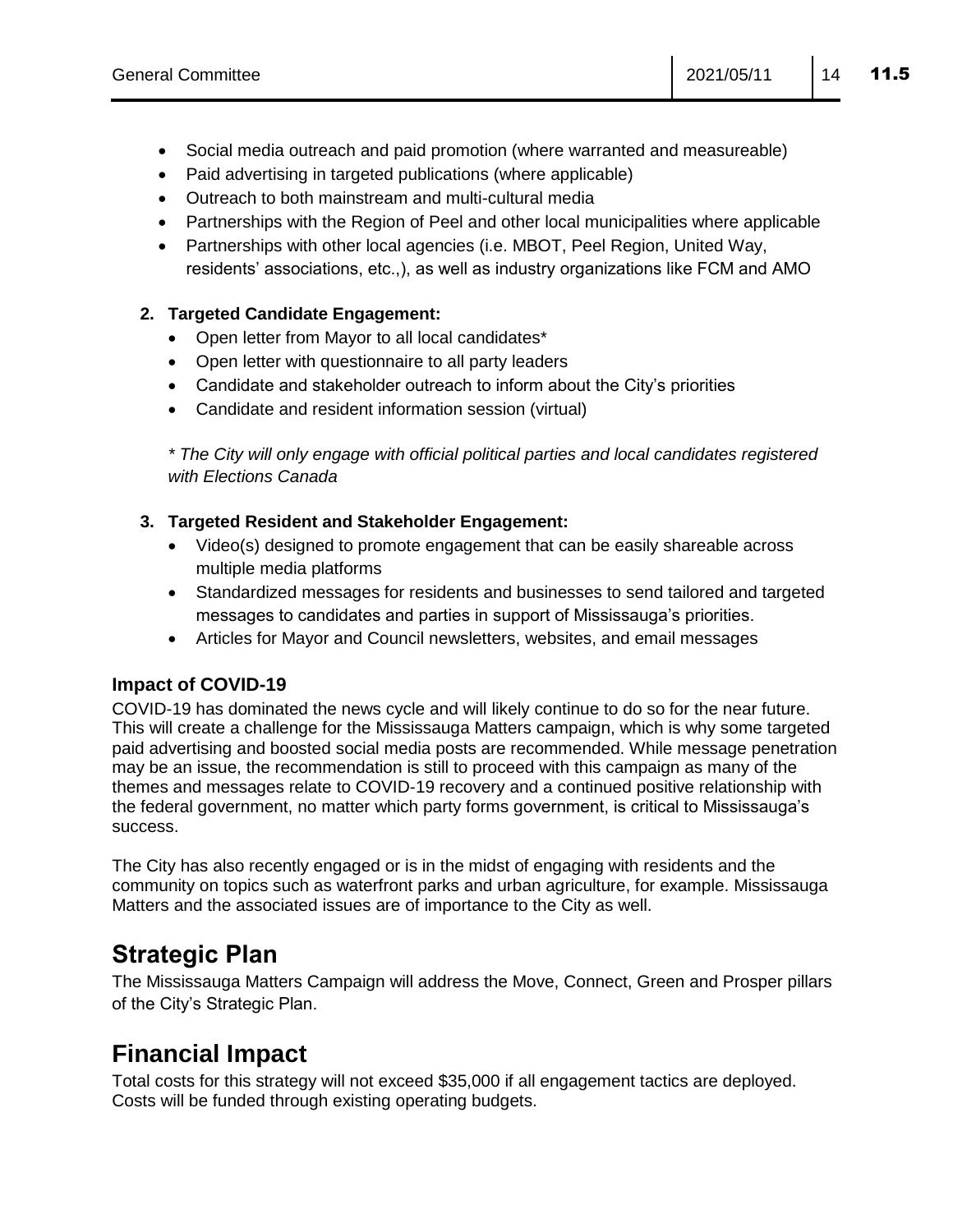- Social media outreach and paid promotion (where warranted and measureable)
- Paid advertising in targeted publications (where applicable)
- Outreach to both mainstream and multi-cultural media
- Partnerships with the Region of Peel and other local municipalities where applicable
- Partnerships with other local agencies (i.e. MBOT, Peel Region, United Way, residents' associations, etc.,), as well as industry organizations like FCM and AMO

2. **Targeted Candidate Engagement:**
   - Open letter from Mayor to all local candidates*
   - Open letter with questionnaire to all party leaders
   - Candidate and stakeholder outreach to inform about the City's priorities
   - Candidate and resident information session (virtual)

   *\* The City will only engage with official political parties and local candidates registered with Elections Canada*

3. **Targeted Resident and Stakeholder Engagement:**
   - Video(s) designed to promote engagement that can be easily shareable across multiple media platforms
   - Standardized messages for residents and businesses to send tailored and targeted messages to candidates and parties in support of Mississauga's priorities.
   - Articles for Mayor and Council newsletters, websites, and email messages

### Impact of COVID-19

COVID-19 has dominated the news cycle and will likely continue to do so for the near future. This will create a challenge for the Mississauga Matters campaign, which is why some targeted paid advertising and boosted social media posts are recommended. While message penetration may be an issue, the recommendation is still to proceed with this campaign as many of the themes and messages relate to COVID-19 recovery and a continued positive relationship with the federal government, no matter which party forms government, is critical to Mississauga's success.

The City has also recently engaged or is in the midst of engaging with residents and the community on topics such as waterfront parks and urban agriculture, for example. Mississauga Matters and the associated issues are of importance to the City as well.

## Strategic Plan

The Mississauga Matters Campaign will address the Move, Connect, Green and Prosper pillars of the City's Strategic Plan.

## Financial Impact

Total costs for this strategy will not exceed $35,000 if all engagement tactics are deployed. Costs will be funded through existing operating budgets.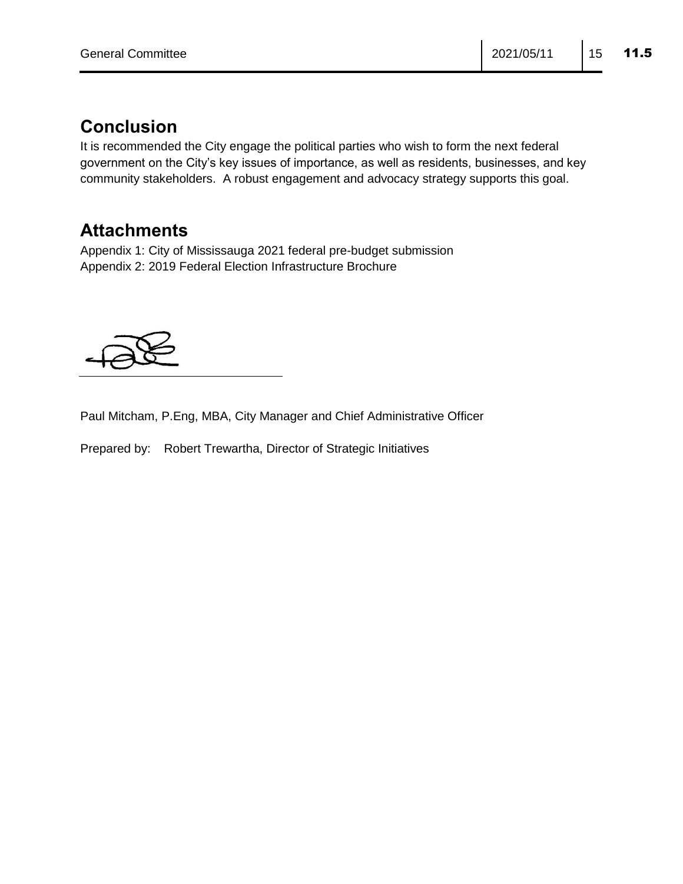## Conclusion

It is recommended the City engage the political parties who wish to form the next federal government on the City's key issues of importance, as well as residents, businesses, and key community stakeholders. A robust engagement and advocacy strategy supports this goal.

## Attachments

Appendix 1: City of Mississauga 2021 federal pre-budget submission
Appendix 2: 2019 Federal Election Infrastructure Brochure

Paul Mitcham, P.Eng, MBA, City Manager and Chief Administrative Officer

Prepared by: Robert Trewartha, Director of Strategic Initiatives